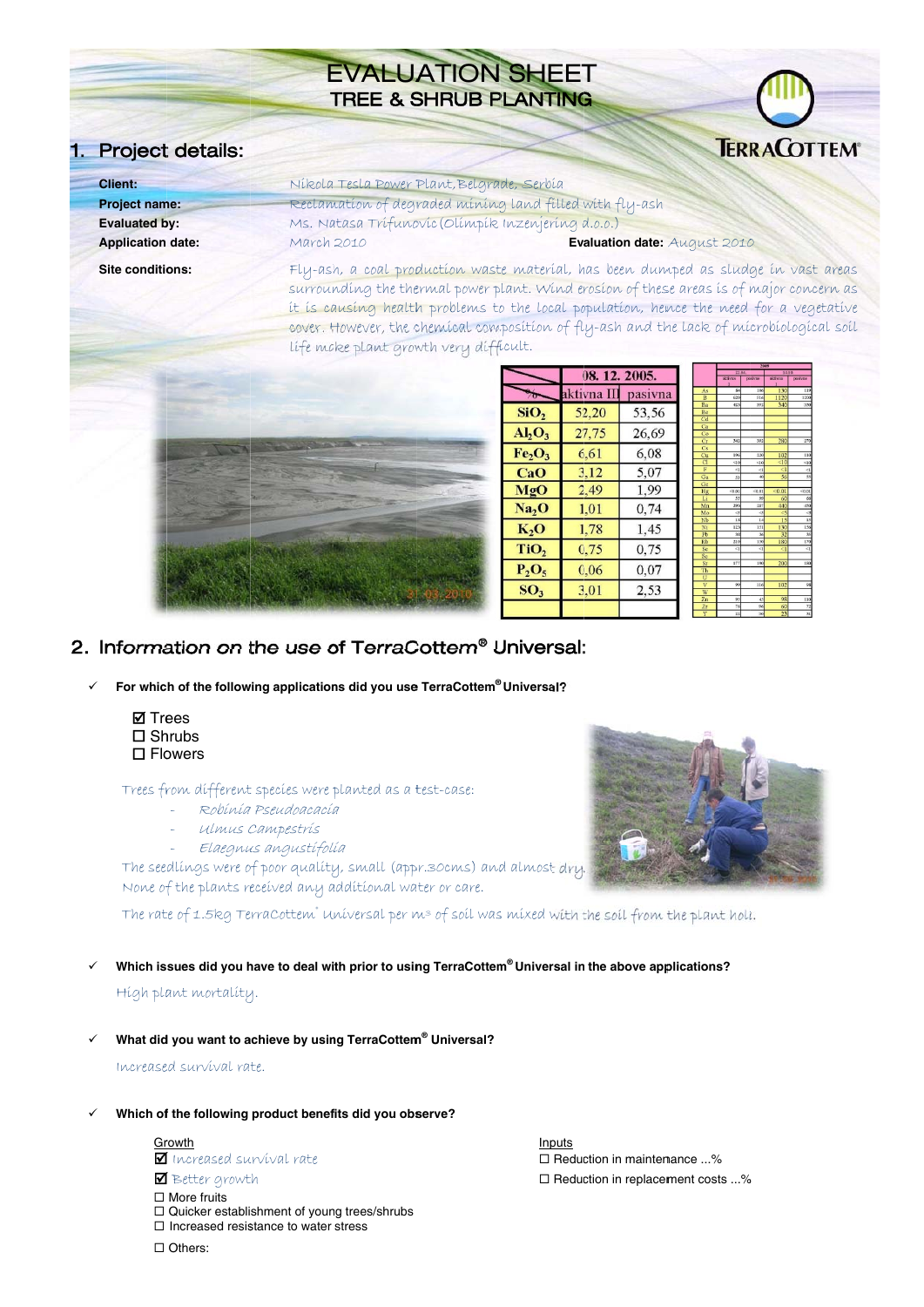# EVALUATION SHEET
## TREE & SHRUB PLANTING

TERRACOTTEM®

## 1. Project details:

**Client:** Nikola Tesla Power Plant, Belgrade, Serbia

**Project name:** Reclamation of degraded mining land filled with fly-ash

**Evaluated by:** Ms. Natasa Trifunovic (Olimpik Inzenjering d.o.o.)

**Application date:** March 2010 **Evaluation date:** August 2010

**Site conditions:** Fly-ash, a coal production waste material, has been dumped as sludge in vast areas surrounding the thermal power plant. Wind erosion of these areas is of major concern as it is causing health problems to the local population, hence the need for a vegetative cover. However, the chemical composition of fly-ash and the lack of microbiological soil life make plant growth very difficult.

| % | 08. 12. 2005. | |
|---|---|---|
| | aktivna III | pasivna |
| $SiO_2$ | 52,20 | 53,56 |
| $Al_2O_3$ | 27,75 | 26,69 |
| $Fe_2O_3$ | 6,61 | 6,08 |
| $CaO$ | 3,12 | 5,07 |
| $MgO$ | 2,49 | 1,99 |
| $Na_2O$ | 1,01 | 0,74 |
| $K_2O$ | 1,78 | 1,45 |
| $TiO_2$ | 0,75 | 0,75 |
| $P_2O_5$ | 0,06 | 0,07 |
| $SO_3$ | 3,01 | 2,53 |

## 2. Information on the use of TerraCottem® Universal:

✓ **For which of the following applications did you use TerraCottem® Universal?**

- ☑ Trees
- ☐ Shrubs
- ☐ Flowers

Trees from different species were planted as a test-case:

- *Robinia Pseudoacacia*
- *Ulmus Campestris*
- *Elaegnus angustifolia*

The seedlings were of poor quality, small (appr.30cms) and almost dry. None of the plants received any additional water or care.

The rate of 1.5kg TerraCottem® Universal per m³ of soil was mixed with the soil from the plant hole.

✓ **Which issues did you have to deal with prior to using TerraCottem® Universal in the above applications?**

High plant mortality.

✓ **What did you want to achieve by using TerraCottem® Universal?**

Increased survival rate.

✓ **Which of the following product benefits did you observe?**

Growth
- ☑ Increased survival rate
- ☑ Better growth
- ☐ More fruits
- ☐ Quicker establishment of young trees/shrubs
- ☐ Increased resistance to water stress
- ☐ Others:

Inputs
- ☐ Reduction in maintenance ...%
- ☐ Reduction in replacement costs ...%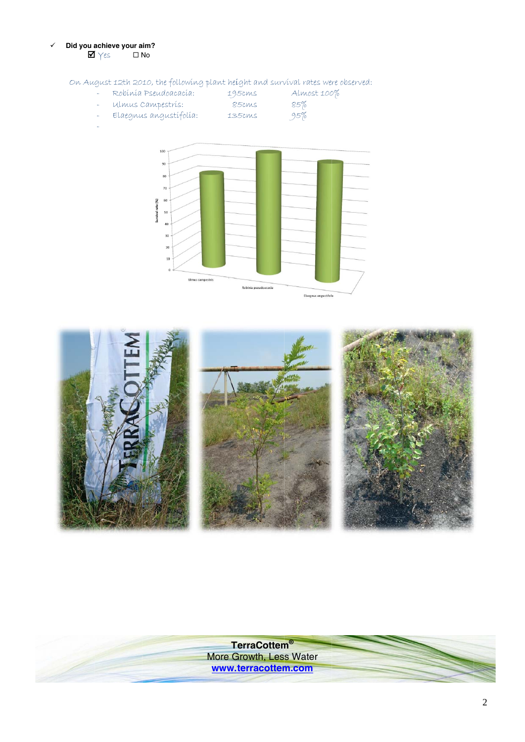✓ **Did you achieve your aim?**

☑ Yes ☐ No

On August 12th 2010, the following plant height and survival rates were observed:

- Robinia Pseudoacacia: 195cms Almost 100%
- Ulmus Campestris: 85cms 85%
- Elaegnus angustifolia: 135cms 95%
-

Survival rate (%)

100
90
80
70
60
50
40
30
20
10
0

Ulmus campestris
Robinia pseudoacacia
Elaegnus angustifolia

**TerraCottem®**
More Growth, Less Water
**www.terracottem.com**